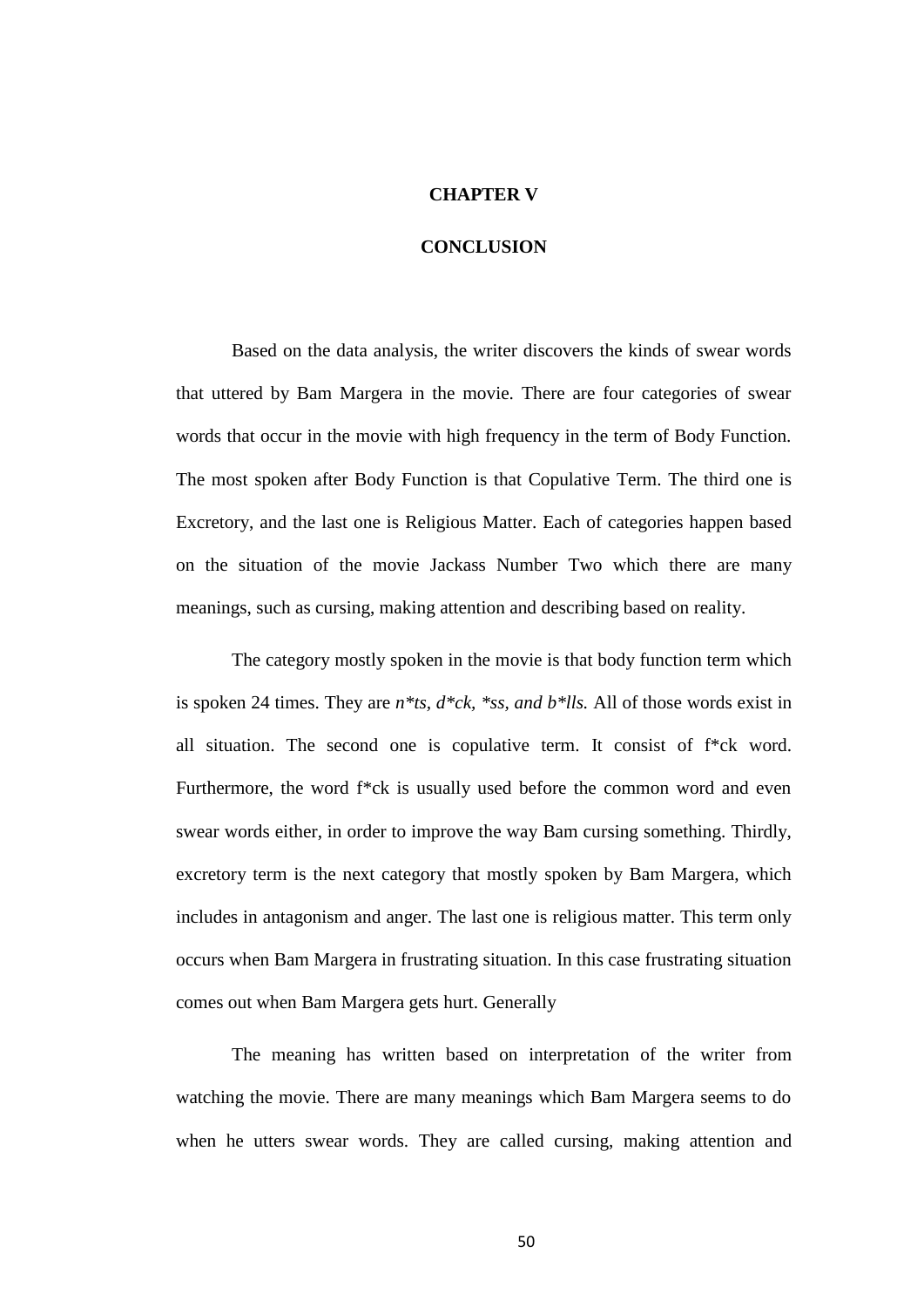# CHAPTER V

# CONCLUSION

Based on the data analysis, the writer discovers the kinds of swear words that uttered by Bam Margera in the movie. There are four categories of swear words that occur in the movie with high frequency in the term of Body Function. The most spoken after Body Function is that Copulative Term. The third one is Excretory, and the last one is Religious Matter. Each of categories happen based on the situation of the movie Jackass Number Two which there are many meanings, such as cursing, making attention and describing based on reality.

The category mostly spoken in the movie is that body function term which is spoken 24 times. They are *n*ts, d*ck, *ss, and b*lls.* All of those words exist in all situation. The second one is copulative term. It consist of f*ck word. Furthermore, the word f*ck is usually used before the common word and even swear words either, in order to improve the way Bam cursing something. Thirdly, excretory term is the next category that mostly spoken by Bam Margera, which includes in antagonism and anger. The last one is religious matter. This term only occurs when Bam Margera in frustrating situation. In this case frustrating situation comes out when Bam Margera gets hurt. Generally

The meaning has written based on interpretation of the writer from watching the movie. There are many meanings which Bam Margera seems to do when he utters swear words. They are called cursing, making attention and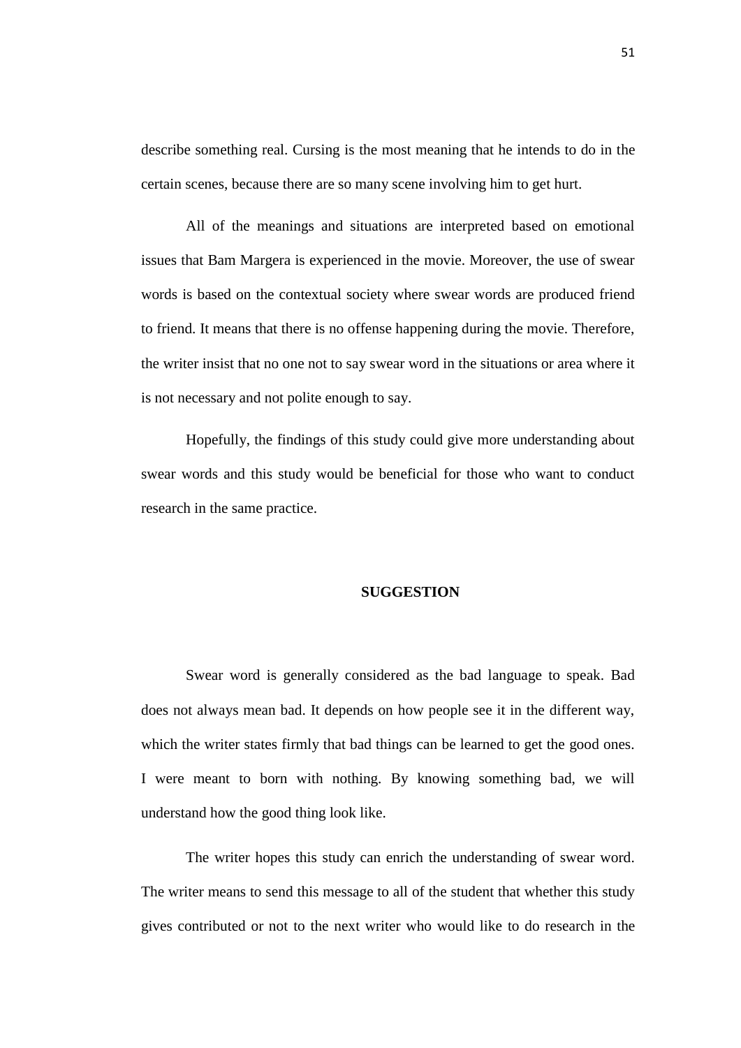describe something real. Cursing is the most meaning that he intends to do in the certain scenes, because there are so many scene involving him to get hurt.

All of the meanings and situations are interpreted based on emotional issues that Bam Margera is experienced in the movie. Moreover, the use of swear words is based on the contextual society where swear words are produced friend to friend. It means that there is no offense happening during the movie. Therefore, the writer insist that no one not to say swear word in the situations or area where it is not necessary and not polite enough to say.

Hopefully, the findings of this study could give more understanding about swear words and this study would be beneficial for those who want to conduct research in the same practice.

## SUGGESTION

Swear word is generally considered as the bad language to speak. Bad does not always mean bad. It depends on how people see it in the different way, which the writer states firmly that bad things can be learned to get the good ones. I were meant to born with nothing. By knowing something bad, we will understand how the good thing look like.

The writer hopes this study can enrich the understanding of swear word. The writer means to send this message to all of the student that whether this study gives contributed or not to the next writer who would like to do research in the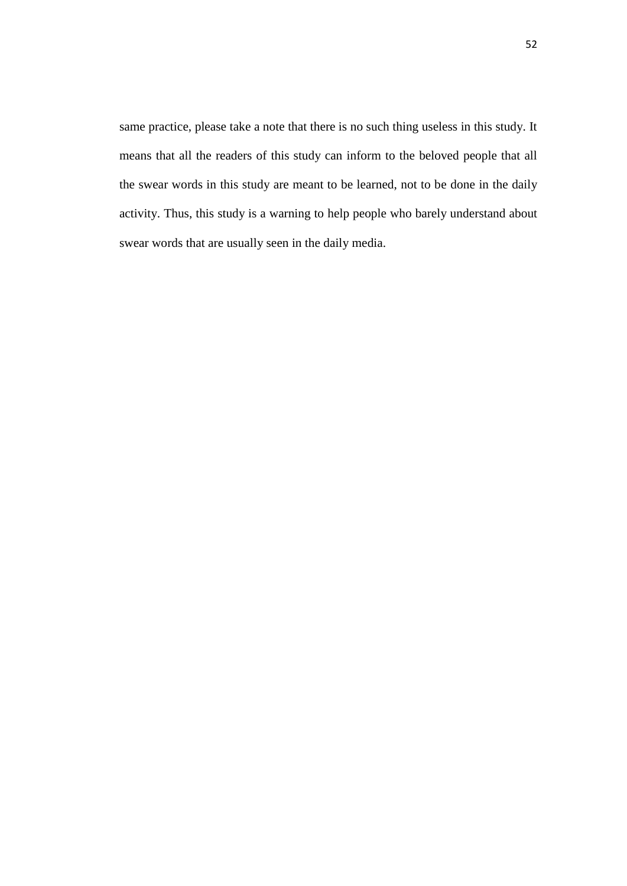same practice, please take a note that there is no such thing useless in this study. It means that all the readers of this study can inform to the beloved people that all the swear words in this study are meant to be learned, not to be done in the daily activity. Thus, this study is a warning to help people who barely understand about swear words that are usually seen in the daily media.